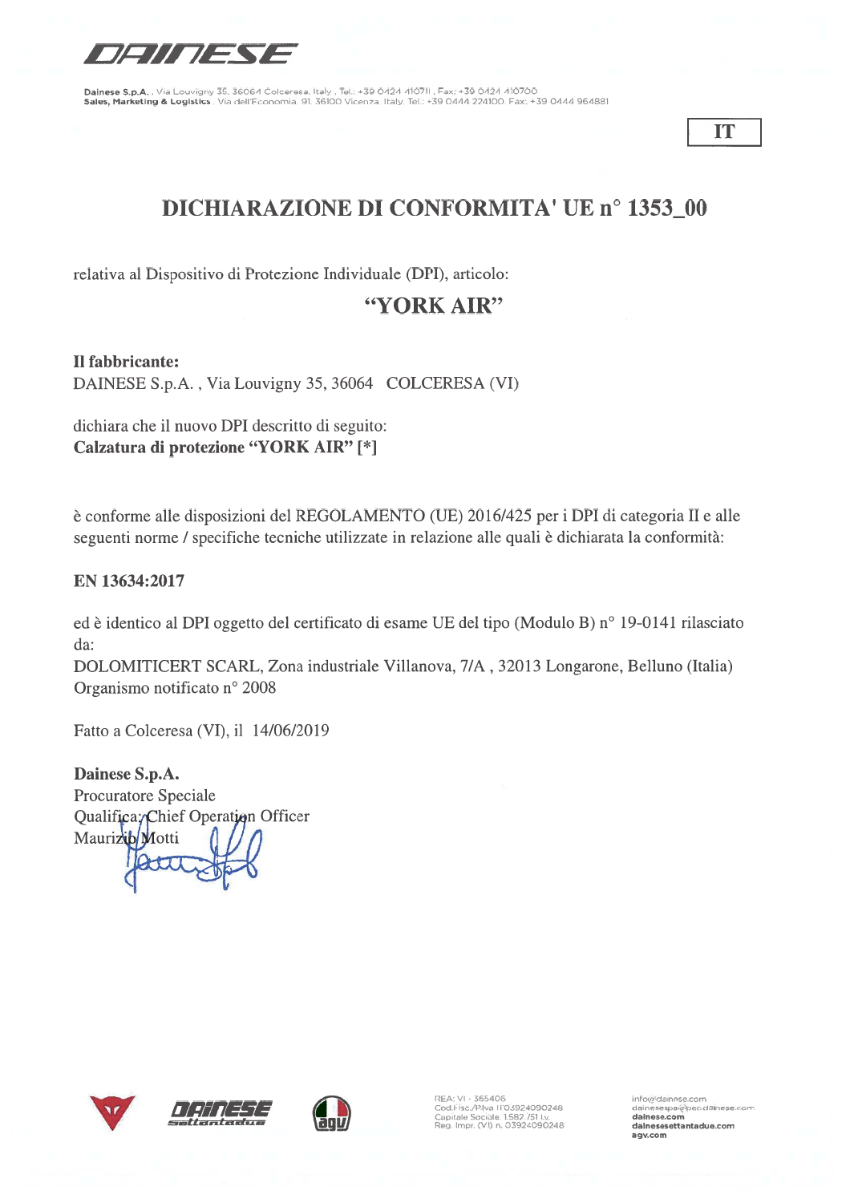Dainese S.p.A., Via Louvigny 35, 36064 Colceresa, Italy, Tel.: +39 0424 410711, Fax: +39 0424 410700
Sales, Marketing & Logistics, Via dell'Economia, 91 36100 Vicenza, Italy, Tel.: +39 0444 224100, Fax: +39 0444 964881

IT

# DICHIARAZIONE DI CONFORMITA' UE n° 1353_00

relativa al Dispositivo di Protezione Individuale (DPI), articolo:

## "YORK AIR"

**Il fabbricante:**
DAINESE S.p.A. , Via Louvigny 35, 36064 COLCERESA (VI)

dichiara che il nuovo DPI descritto di seguito:
**Calzatura di protezione "YORK AIR" [*]**

è conforme alle disposizioni del REGOLAMENTO (UE) 2016/425 per i DPI di categoria II e alle seguenti norme / specifiche tecniche utilizzate in relazione alle quali è dichiarata la conformità:

**EN 13634:2017**

ed è identico al DPI oggetto del certificato di esame UE del tipo (Modulo B) n° 19-0141 rilasciato da:
DOLOMITICERT SCARL, Zona industriale Villanova, 7/A , 32013 Longarone, Belluno (Italia)
Organismo notificato n° 2008

Fatto a Colceresa (VI), il 14/06/2019

**Dainese S.p.A.**
Procuratore Speciale
Qualifica: Chief Operation Officer
Maurizio Motti

REA: VI - 365406
Cod.Fisc./P.Iva IT03924090248
Capitale Sociale 1.582.751 i.v.
Reg. Impr. (VI) n. 03924090248

info@dainese.com
dainesespa@pec.dainese.com
dainese.com
dainesesettantadue.com
agv.com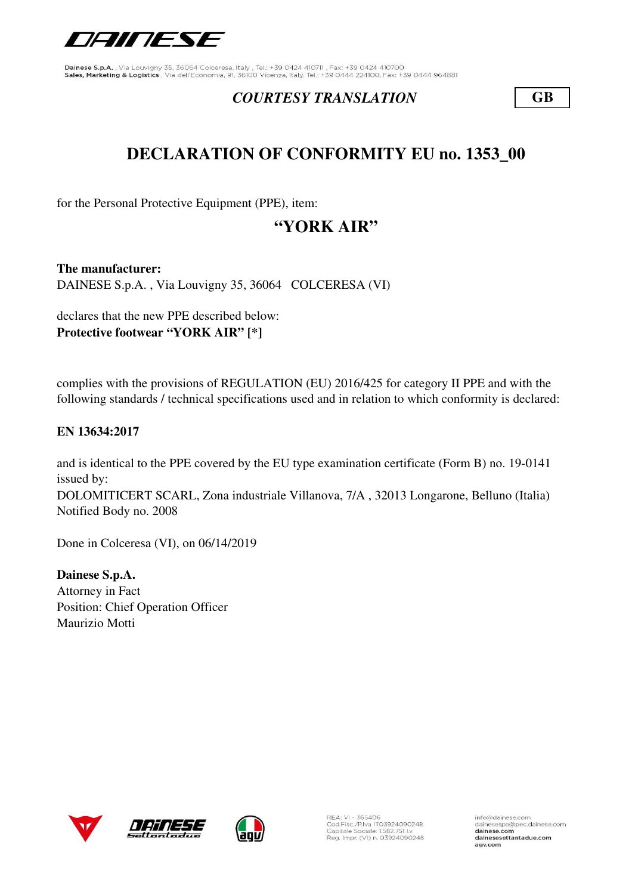Dainese S.p.A. , Via Louvigny 35, 36064 Colceresa, Italy , Tel.: +39 0424 410711 , Fax: +39 0424 410700
Sales, Marketing & Logistics , Via dell'Economia, 91, 36100 Vicenza, Italy, Tel.: +39 0444 224100, Fax: +39 0444 964881

*COURTESY TRANSLATION* **GB**

# DECLARATION OF CONFORMITY EU no. 1353_00

for the Personal Protective Equipment (PPE), item:

## "YORK AIR"

**The manufacturer:**
DAINESE S.p.A. , Via Louvigny 35, 36064 COLCERESA (VI)

declares that the new PPE described below:
**Protective footwear "YORK AIR" [*]**

complies with the provisions of REGULATION (EU) 2016/425 for category II PPE and with the following standards / technical specifications used and in relation to which conformity is declared:

**EN 13634:2017**

and is identical to the PPE covered by the EU type examination certificate (Form B) no. 19-0141 issued by:
DOLOMITICERT SCARL, Zona industriale Villanova, 7/A , 32013 Longarone, Belluno (Italia)
Notified Body no. 2008

Done in Colceresa (VI), on 06/14/2019

**Dainese S.p.A.**
Attorney in Fact
Position: Chief Operation Officer
Maurizio Motti

REA: VI - 365406
Cod.Fisc./P.Iva IT03924090248
Capitale Sociale 1.582.751 I.v.
Reg. Impr. (VI) n. 03924090248

info@dainese.com
dainesespa@pec.dainese.com
dainese.com
dainesesettantadue.com
agv.com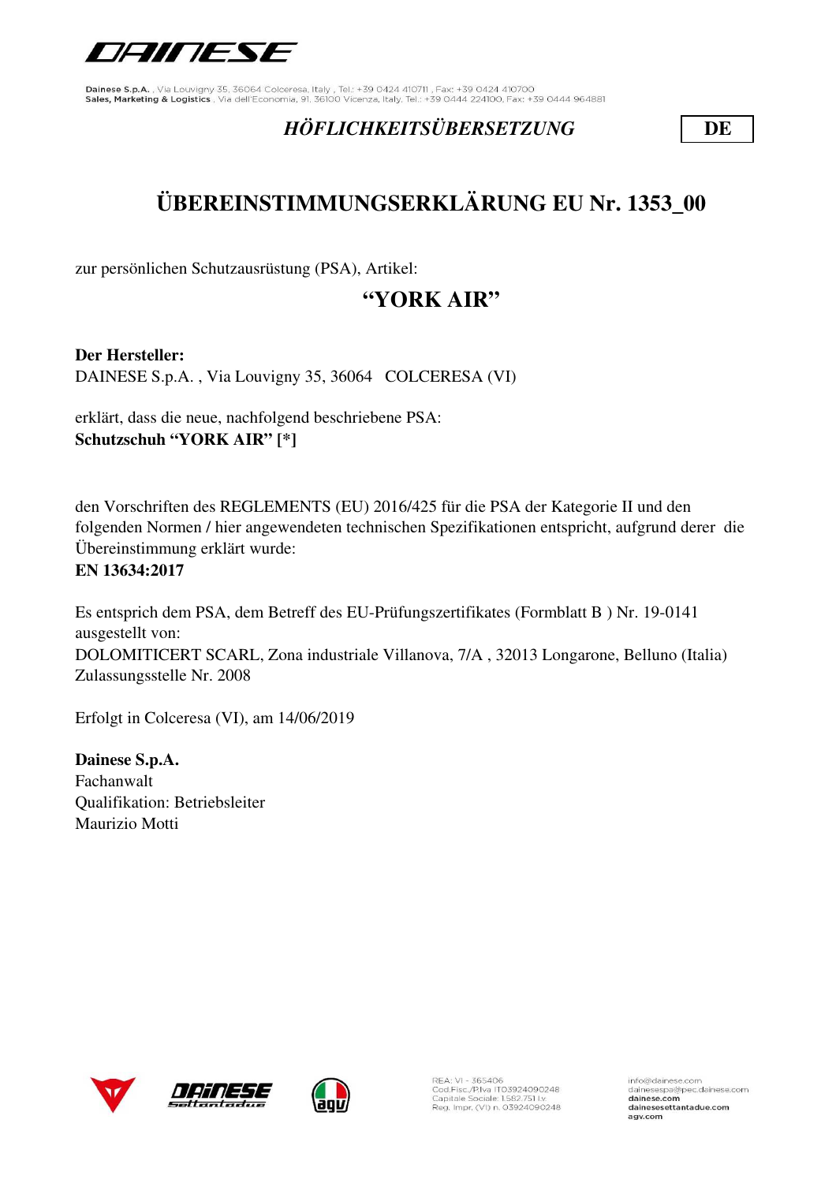*HÖFLICHKEITSÜBERSETZUNG* **DE**

# ÜBEREINSTIMMUNGSERKLÄRUNG EU Nr. 1353_00

zur persönlichen Schutzausrüstung (PSA), Artikel:

## "YORK AIR"

**Der Hersteller:**
DAINESE S.p.A. , Via Louvigny 35, 36064 COLCERESA (VI)

erklärt, dass die neue, nachfolgend beschriebene PSA:
**Schutzschuh "YORK AIR" [*]**

den Vorschriften des REGLEMENTS (EU) 2016/425 für die PSA der Kategorie II und den folgenden Normen / hier angewendeten technischen Spezifikationen entspricht, aufgrund derer die Übereinstimmung erklärt wurde:
**EN 13634:2017**

Es entsprich dem PSA, dem Betreff des EU-Prüfungszertifikates (Formblatt B ) Nr. 19-0141 ausgestellt von:
DOLOMITICERT SCARL, Zona industriale Villanova, 7/A , 32013 Longarone, Belluno (Italia)
Zulassungsstelle Nr. 2008

Erfolgt in Colceresa (VI), am 14/06/2019

**Dainese S.p.A.**
Fachanwalt
Qualifikation: Betriebsleiter
Maurizio Motti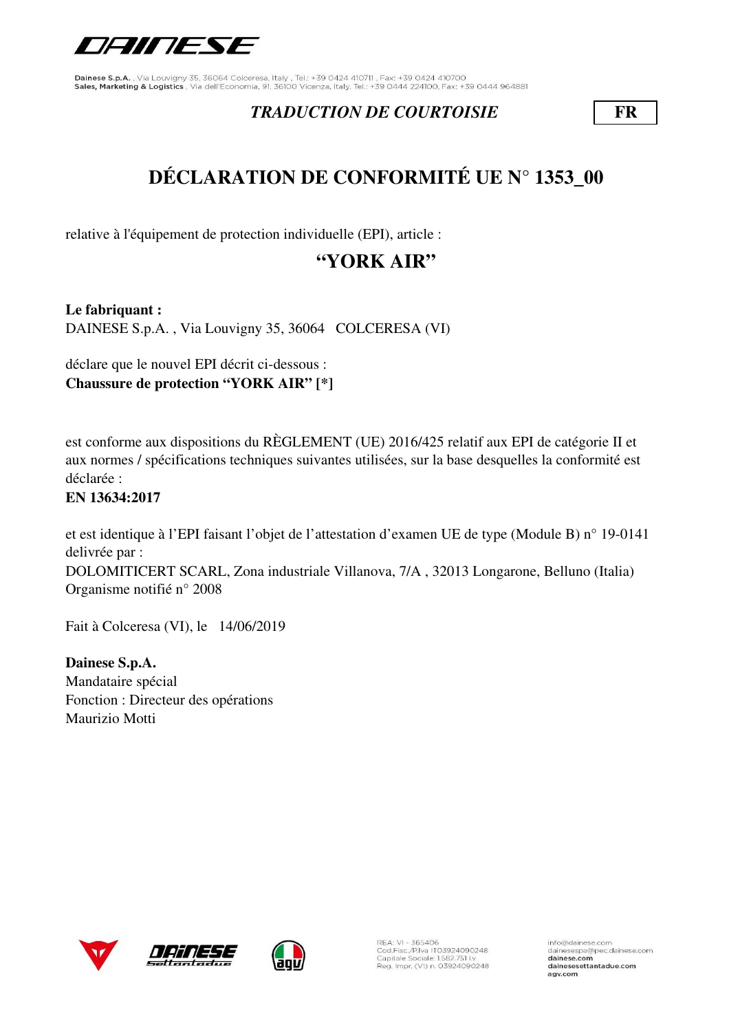*TRADUCTION DE COURTOISIE* **FR**

# DÉCLARATION DE CONFORMITÉ UE N° 1353_00

relative à l'équipement de protection individuelle (EPI), article :

## "YORK AIR"

**Le fabriquant :**
DAINESE S.p.A. , Via Louvigny 35, 36064 COLCERESA (VI)

déclare que le nouvel EPI décrit ci-dessous :
**Chaussure de protection "YORK AIR" [*]**

est conforme aux dispositions du RÈGLEMENT (UE) 2016/425 relatif aux EPI de catégorie II et aux normes / spécifications techniques suivantes utilisées, sur la base desquelles la conformité est déclarée :
**EN 13634:2017**

et est identique à l'EPI faisant l'objet de l'attestation d'examen UE de type (Module B) n° 19-0141 delivrée par :
DOLOMITICERT SCARL, Zona industriale Villanova, 7/A , 32013 Longarone, Belluno (Italia)
Organisme notifié n° 2008

Fait à Colceresa (VI), le 14/06/2019

**Dainese S.p.A.**
Mandataire spécial
Fonction : Directeur des opérations
Maurizio Motti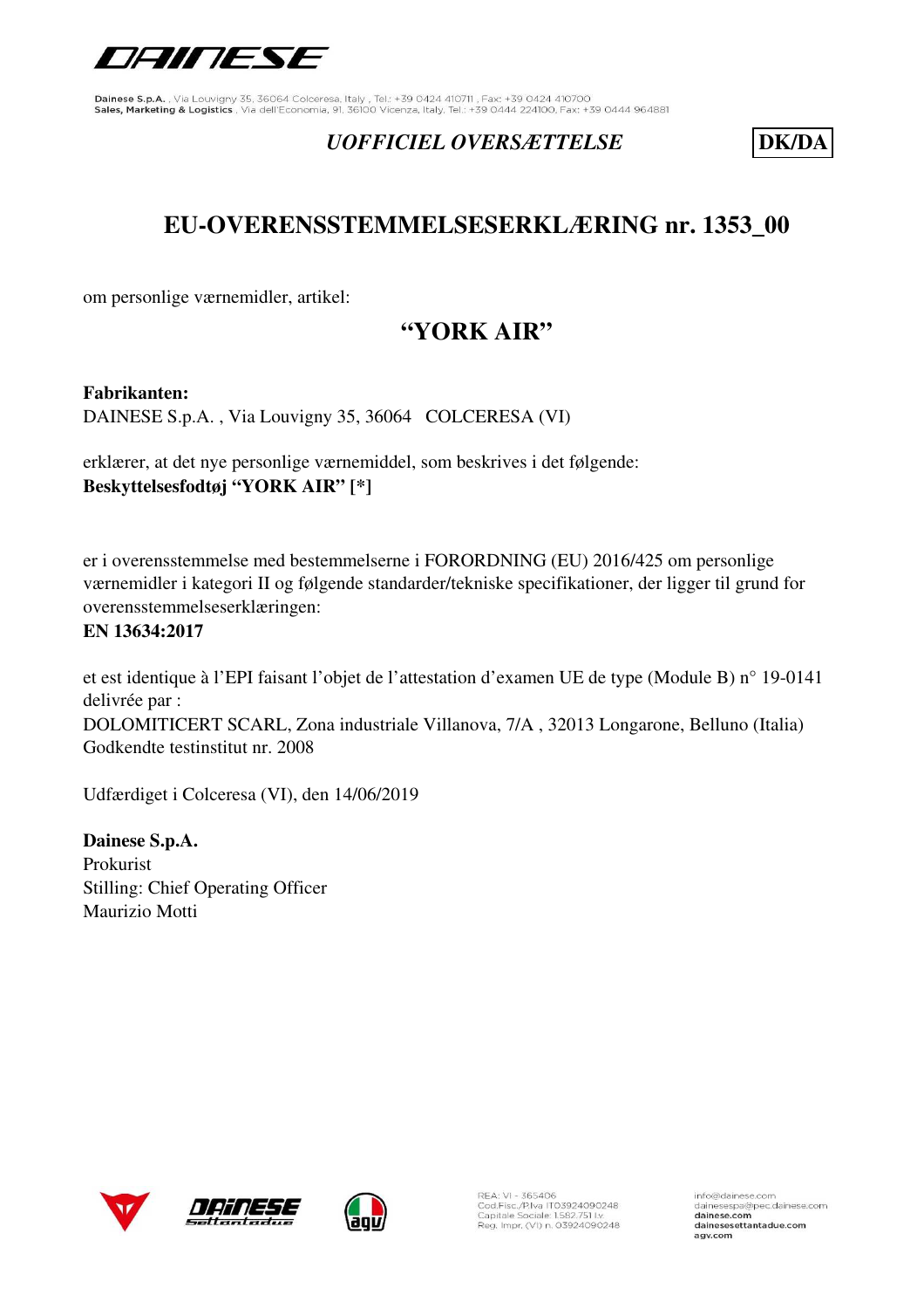Dainese S.p.A. , Via Louvigny 35, 36064 Colceresa, Italy , Tel.: +39 0424 410711 , Fax: +39 0424 410700
Sales, Marketing & Logistics , Via dell'Economia, 91, 36100 Vicenza, Italy, Tel.: +39 0444 224100, Fax: +39 0444 964881

*UOFFICIEL OVERSÆTTELSE* **DK/DA**

# EU-OVERENSSTEMMELSESERKLÆRING nr. 1353_00

om personlige værnemidler, artikel:

## "YORK AIR"

**Fabrikanten:**
DAINESE S.p.A. , Via Louvigny 35, 36064 COLCERESA (VI)

erklærer, at det nye personlige værnemiddel, som beskrives i det følgende:
**Beskyttelsesfodtøj "YORK AIR" [*]**

er i overensstemmelse med bestemmelserne i FORORDNING (EU) 2016/425 om personlige værnemidler i kategori II og følgende standarder/tekniske specifikationer, der ligger til grund for overensstemmelseserklæringen:
**EN 13634:2017**

et est identique à l'EPI faisant l'objet de l'attestation d'examen UE de type (Module B) n° 19-0141 delivrée par :
DOLOMITICERT SCARL, Zona industriale Villanova, 7/A , 32013 Longarone, Belluno (Italia)
Godkendte testinstitut nr. 2008

Udfærdiget i Colceresa (VI), den 14/06/2019

**Dainese S.p.A.**
Prokurist
Stilling: Chief Operating Officer
Maurizio Motti

REA: VI - 365406
Cod.Fisc./P.Iva IT03924090248
Capitale Sociale: 1.582.751 I.v.
Reg. Impr. (VI) n. 03924090248

info@dainese.com
dainesespa@pec.dainese.com
dainese.com
dainesesettantadue.com
agv.com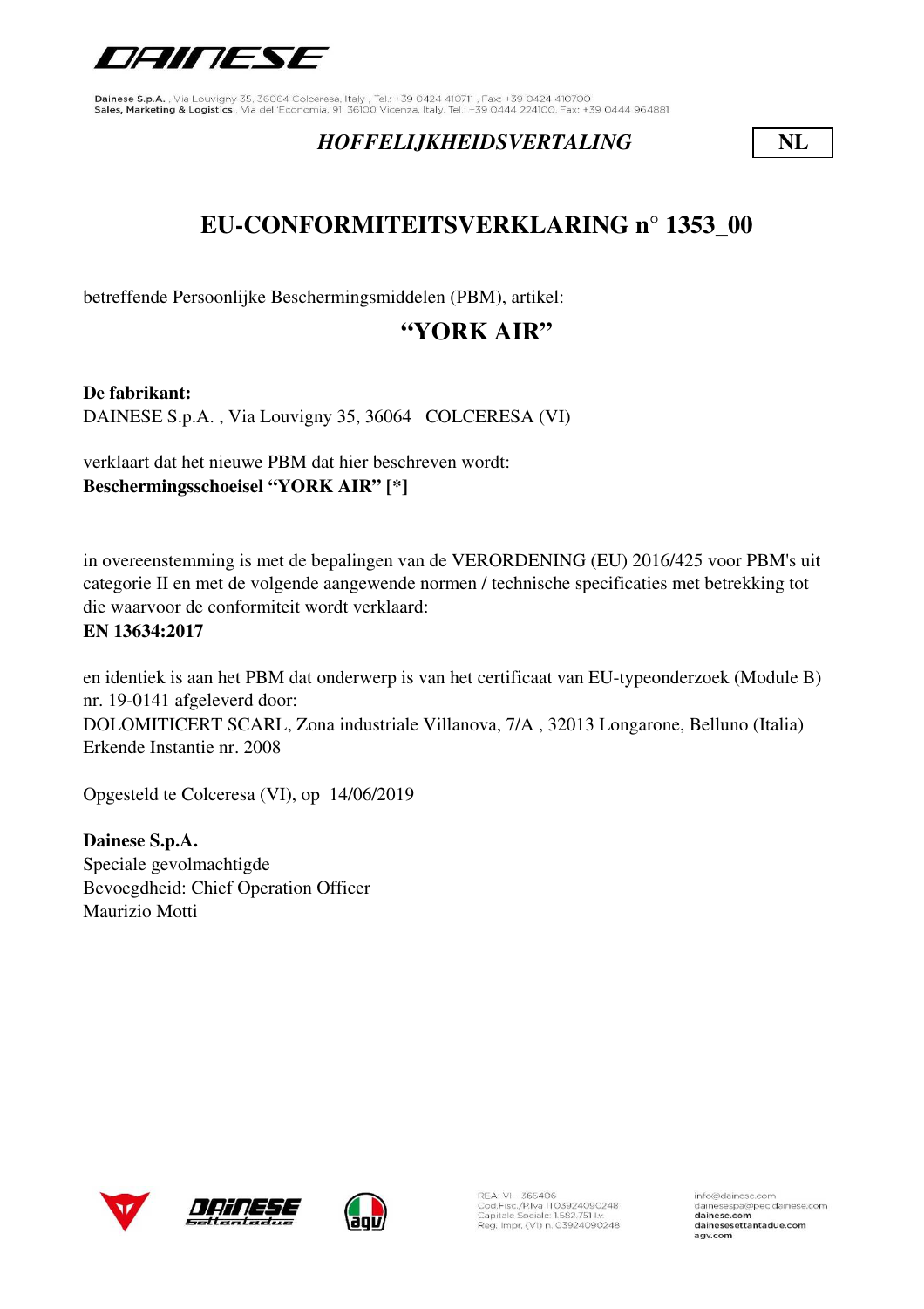*HOFFELIJKHEIDSVERTALING* **NL**

# EU-CONFORMITEITSVERKLARING n° 1353_00

betreffende Persoonlijke Beschermingsmiddelen (PBM), artikel:

## “YORK AIR”

**De fabrikant:**
DAINESE S.p.A. , Via Louvigny 35, 36064 COLCERESA (VI)

verklaart dat het nieuwe PBM dat hier beschreven wordt:
**Beschermingsschoeisel “YORK AIR” [*]**

in overeenstemming is met de bepalingen van de VERORDENING (EU) 2016/425 voor PBM's uit categorie II en met de volgende aangewende normen / technische specificaties met betrekking tot die waarvoor de conformiteit wordt verklaard:
**EN 13634:2017**

en identiek is aan het PBM dat onderwerp is van het certificaat van EU-typeonderzoek (Module B) nr. 19-0141 afgeleverd door:
DOLOMITICERT SCARL, Zona industriale Villanova, 7/A , 32013 Longarone, Belluno (Italia)
Erkende Instantie nr. 2008

Opgesteld te Colceresa (VI), op 14/06/2019

**Dainese S.p.A.**
Speciale gevolmachtigde
Bevoegdheid: Chief Operation Officer
Maurizio Motti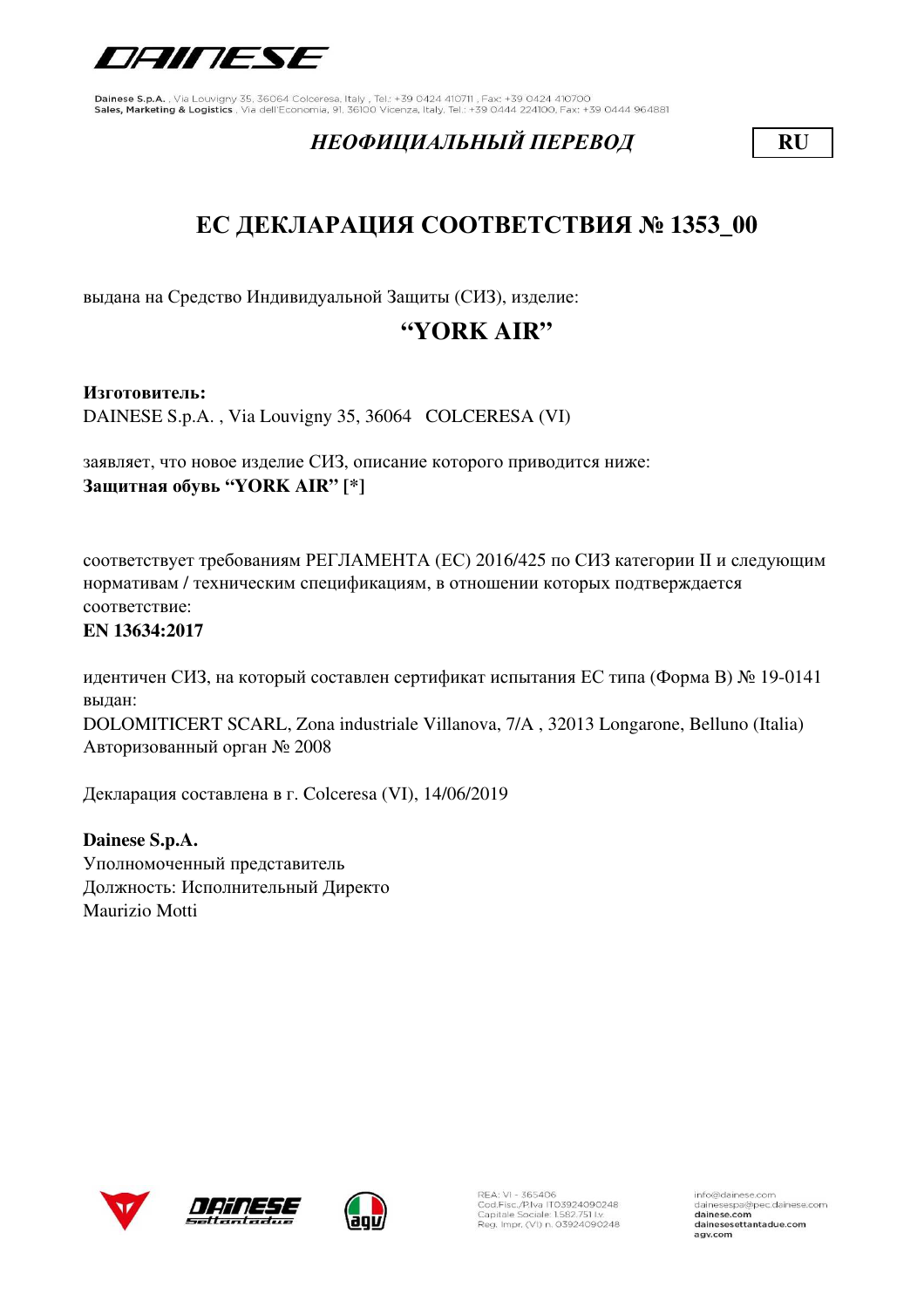*НЕОФИЦИАЛЬНЫЙ ПЕРЕВОД* **RU**

# ЕС ДЕКЛАРАЦИЯ СООТВЕТСТВИЯ № 1353_00

выдана на Средство Индивидуальной Защиты (СИЗ), изделие:

## "YORK AIR"

**Изготовитель:**
DAINESE S.p.A. , Via Louvigny 35, 36064 COLCERESA (VI)

заявляет, что новое изделие СИЗ, описание которого приводится ниже:
**Защитная обувь "YORK AIR" [*]**

соответствует требованиям РЕГЛАМЕНТА (ЕС) 2016/425 по СИЗ категории II и следующим нормативам / техническим спецификациям, в отношении которых подтверждается соответствие:
**EN 13634:2017**

идентичен СИЗ, на который составлен сертификат испытания ЕС типа (Форма В) № 19-0141 выдан:
DOLOMITICERT SCARL, Zona industriale Villanova, 7/A , 32013 Longarone, Belluno (Italia)
Авторизованный орган № 2008

Декларация составлена в г. Colceresa (VI), 14/06/2019

**Dainese S.p.A.**
Уполномоченный представитель
Должность: Исполнительный Директо
Maurizio Motti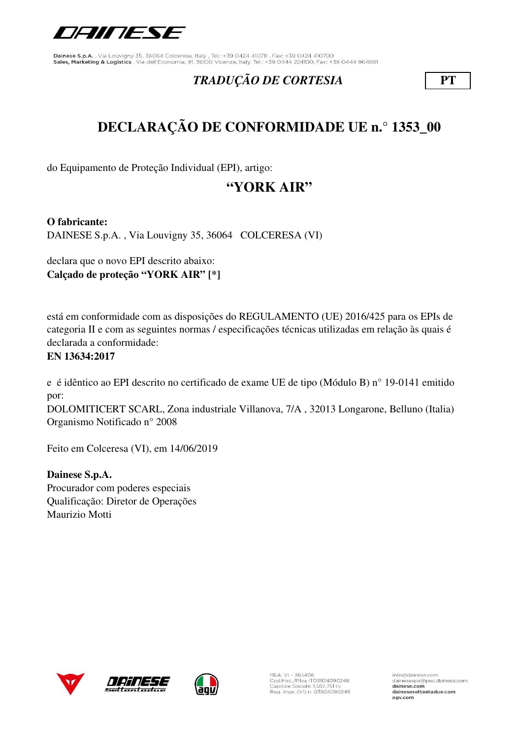Dainese S.p.A. , Via Louvigny 35, 36064 Colceresa, Italy , Tel.: +39 0424 410711 , Fax: +39 0424 410700
Sales, Marketing & Logistics , Via dell'Economia, 91, 36100 Vicenza, Italy, Tel.: +39 0444 224100, Fax: +39 0444 964881

*TRADUÇÃO DE CORTESIA* **PT**

# DECLARAÇÃO DE CONFORMIDADE UE n.° 1353_00

do Equipamento de Proteção Individual (EPI), artigo:

## "YORK AIR"

**O fabricante:**
DAINESE S.p.A. , Via Louvigny 35, 36064 COLCERESA (VI)

declara que o novo EPI descrito abaixo:
**Calçado de proteção "YORK AIR" [*]**

está em conformidade com as disposições do REGULAMENTO (UE) 2016/425 para os EPIs de categoria II e com as seguintes normas / especificações técnicas utilizadas em relação às quais é declarada a conformidade:
**EN 13634:2017**

e é idêntico ao EPI descrito no certificado de exame UE de tipo (Módulo B) n° 19-0141 emitido por:
DOLOMITICERT SCARL, Zona industriale Villanova, 7/A , 32013 Longarone, Belluno (Italia)
Organismo Notificado n° 2008

Feito em Colceresa (VI), em 14/06/2019

**Dainese S.p.A.**
Procurador com poderes especiais
Qualificação: Diretor de Operações
Maurizio Motti

REA: VI - 365406
Cod.Fisc./P.Iva IT03924090248
Capitale Sociale 1.582.751 i.v.
Reg. Impr. (VI) n. 03924090248

info@dainese.com
dainesespa@pec.dainese.com
dainese.com
dainesesettantadue.com
agv.com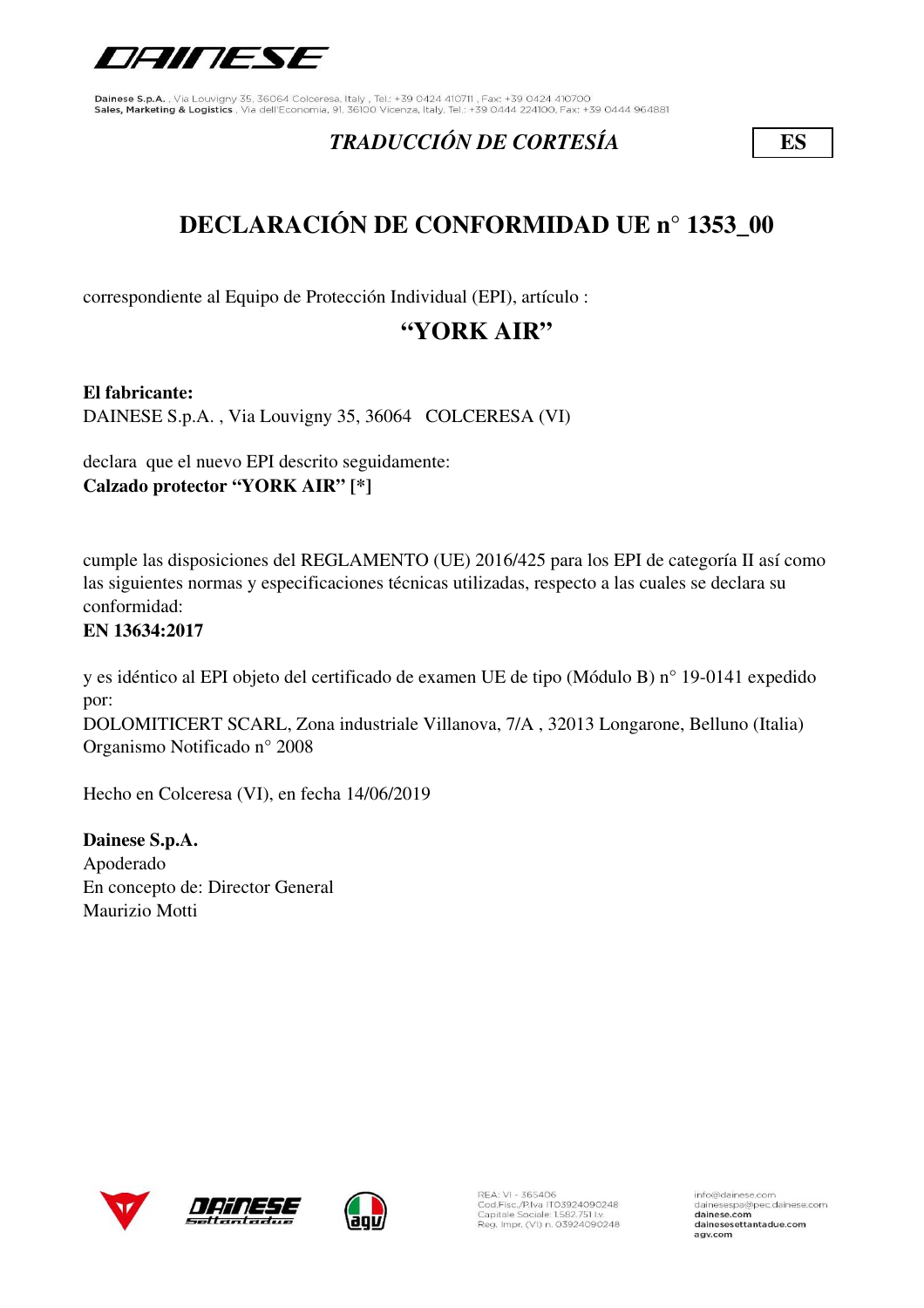*TRADUCCIÓN DE CORTESÍA* **ES**

# DECLARACIÓN DE CONFORMIDAD UE n° 1353_00

correspondiente al Equipo de Protección Individual (EPI), artículo :

## "YORK AIR"

**El fabricante:**
DAINESE S.p.A. , Via Louvigny 35, 36064 COLCERESA (VI)

declara que el nuevo EPI descrito seguidamente:
**Calzado protector "YORK AIR" [*]**

cumple las disposiciones del REGLAMENTO (UE) 2016/425 para los EPI de categoría II así como las siguientes normas y especificaciones técnicas utilizadas, respecto a las cuales se declara su conformidad:
**EN 13634:2017**

y es idéntico al EPI objeto del certificado de examen UE de tipo (Módulo B) n° 19-0141 expedido por:
DOLOMITICERT SCARL, Zona industriale Villanova, 7/A , 32013 Longarone, Belluno (Italia)
Organismo Notificado n° 2008

Hecho en Colceresa (VI), en fecha 14/06/2019

**Dainese S.p.A.**
Apoderado
En concepto de: Director General
Maurizio Motti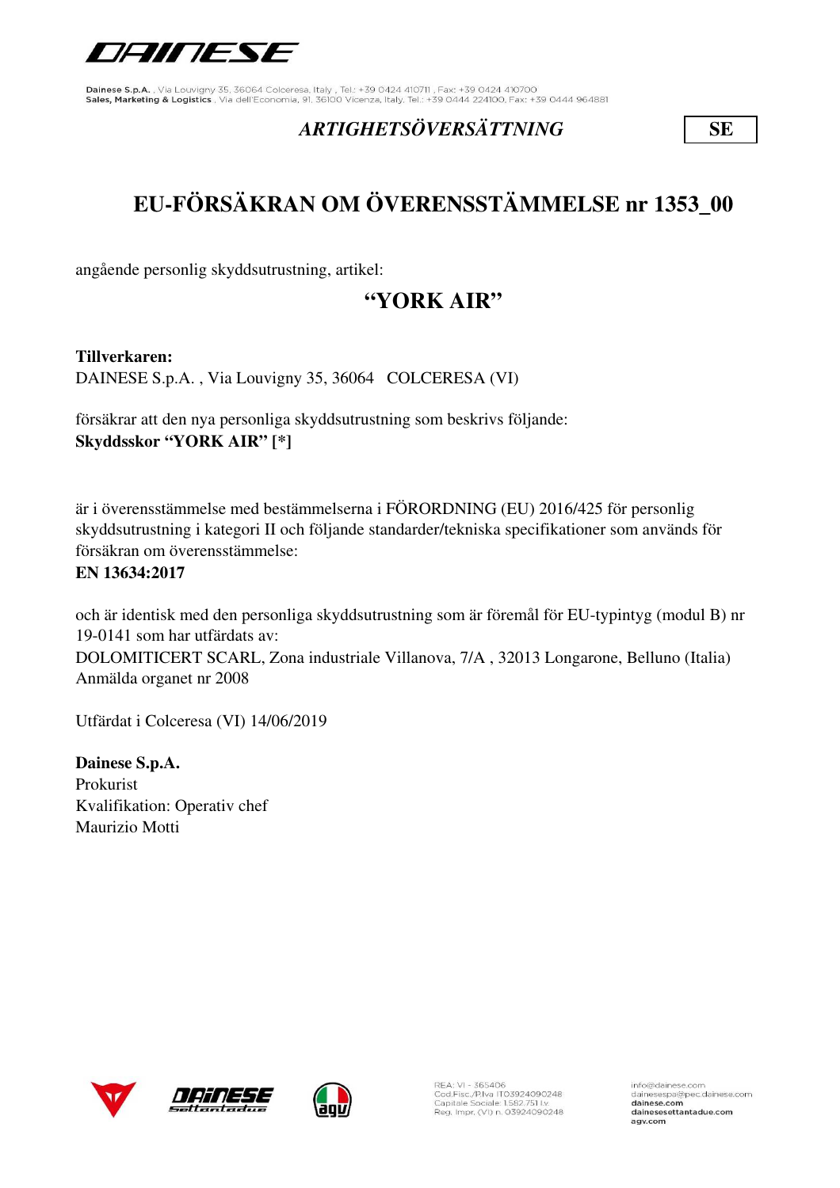Dainese S.p.A. , Via Louvigny 35, 36064 Colceresa, Italy , Tel.: +39 0424 410711 , Fax: +39 0424 410700
Sales, Marketing & Logistics , Via dell'Economia, 91, 36100 Vicenza, Italy, Tel.: +39 0444 224100, Fax: +39 0444 964881

*ARTIGHETSÖVERSÄTTNING* **SE**

# EU-FÖRSÄKRAN OM ÖVERENSSTÄMMELSE nr 1353_00

angående personlig skyddsutrustning, artikel:

## "YORK AIR"

**Tillverkaren:**
DAINESE S.p.A. , Via Louvigny 35, 36064 COLCERESA (VI)

försäkrar att den nya personliga skyddsutrustning som beskrivs följande:
**Skyddsskor "YORK AIR" [*]**

är i överensstämmelse med bestämmelserna i FÖRORDNING (EU) 2016/425 för personlig skyddsutrustning i kategori II och följande standarder/tekniska specifikationer som används för försäkran om överensstämmelse:
**EN 13634:2017**

och är identisk med den personliga skyddsutrustning som är föremål för EU-typintyg (modul B) nr 19-0141 som har utfärdats av:
DOLOMITICERT SCARL, Zona industriale Villanova, 7/A , 32013 Longarone, Belluno (Italia)
Anmälda organet nr 2008

Utfärdat i Colceresa (VI) 14/06/2019

**Dainese S.p.A.**
Prokurist
Kvalifikation: Operativ chef
Maurizio Motti

REA: VI - 365406
Cod.Fisc./P.Iva IT03924090248
Capitale Sociale 1.582.751 i.v.
Reg. Impr. (VI) n. 03924090248

info@dainese.com
dainesespa@pec.dainese.com
dainese.com
dainesesettantadue.com
agv.com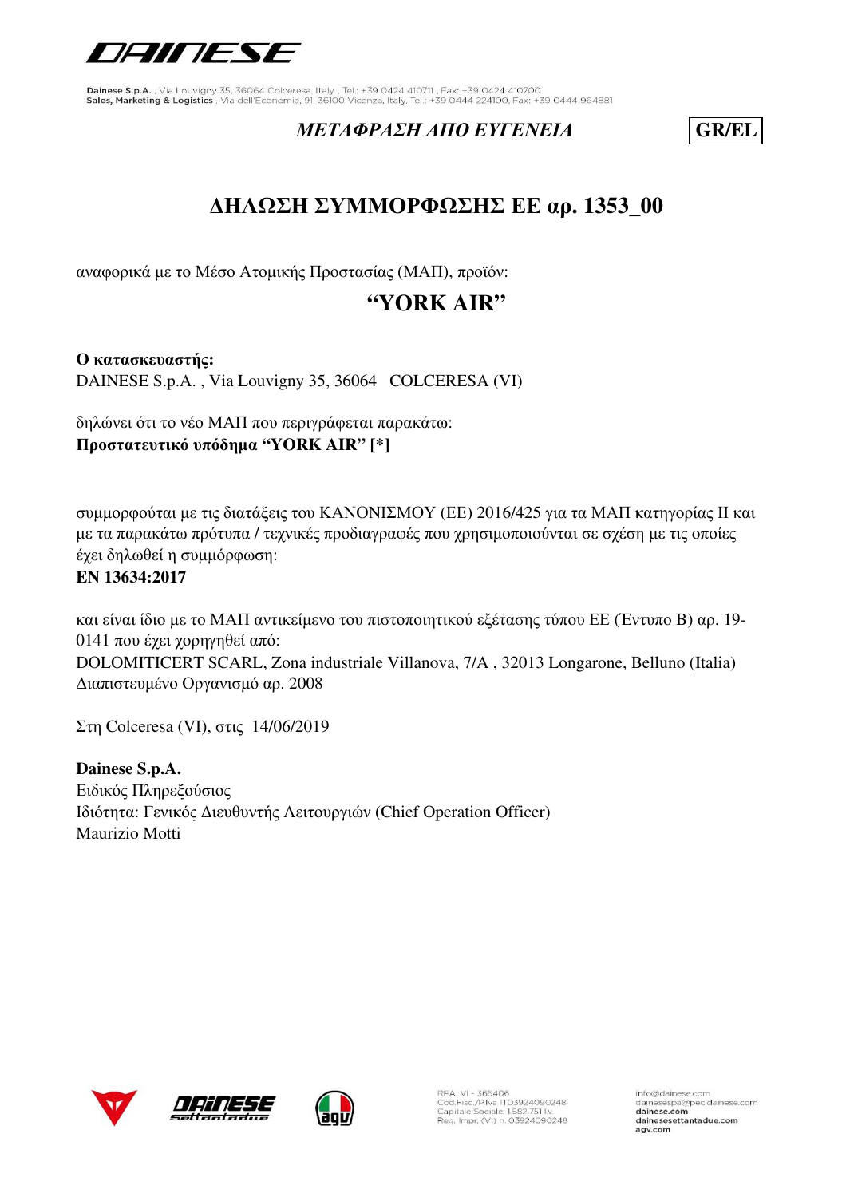Dainese S.p.A. , Via Louvigny 35, 36064 Colceresa, Italy , Tel.: +39 0424 410711 , Fax: +39 0424 410700
Sales, Marketing & Logistics , Via dell'Economia, 91, 36100 Vicenza, Italy, Tel.: +39 0444 224100, Fax: +39 0444 964881

*ΜΕΤΑΦΡΑΣΗ ΑΠΟ ΕΥΓΕΝΕΙΑ* **GR/EL**

## ΔΗΛΩΣΗ ΣΥΜΜΟΡΦΩΣΗΣ ΕΕ αρ. 1353_00

αναφορικά με το Μέσο Ατομικής Προστασίας (ΜΑΠ), προϊόν:

### "YORK AIR"

**Ο κατασκευαστής:**
DAINESE S.p.A. , Via Louvigny 35, 36064 COLCERESA (VI)

δηλώνει ότι το νέο ΜΑΠ που περιγράφεται παρακάτω:
**Προστατευτικό υπόδημα "YORK AIR" [*]**

συμμορφούται με τις διατάξεις του ΚΑΝΟΝΙΣΜΟΥ (ΕΕ) 2016/425 για τα ΜΑΠ κατηγορίας II και με τα παρακάτω πρότυπα / τεχνικές προδιαγραφές που χρησιμοποιούνται σε σχέση με τις οποίες έχει δηλωθεί η συμμόρφωση:
**EN 13634:2017**

και είναι ίδιο με το ΜΑΠ αντικείμενο του πιστοποιητικού εξέτασης τύπου ΕΕ (Έντυπο Β) αρ. 19-0141 που έχει χορηγηθεί από:
DOLOMITICERT SCARL, Zona industriale Villanova, 7/A , 32013 Longarone, Belluno (Italia)
Διαπιστευμένο Οργανισμό αρ. 2008

Στη Colceresa (VI), στις 14/06/2019

**Dainese S.p.A.**
Ειδικός Πληρεξούσιος
Ιδιότητα: Γενικός Διευθυντής Λειτουργιών (Chief Operation Officer)
Maurizio Motti

REA: VI - 365406
Cod.Fisc./P.Iva IT03924090248
Capitale Sociale 1.582.751 i.v.
Reg. Impr. (VI) n. 03924090248

info@dainese.com
dainesespa@pec.dainese.com
dainese.com
dainesesettantadue.com
agv.com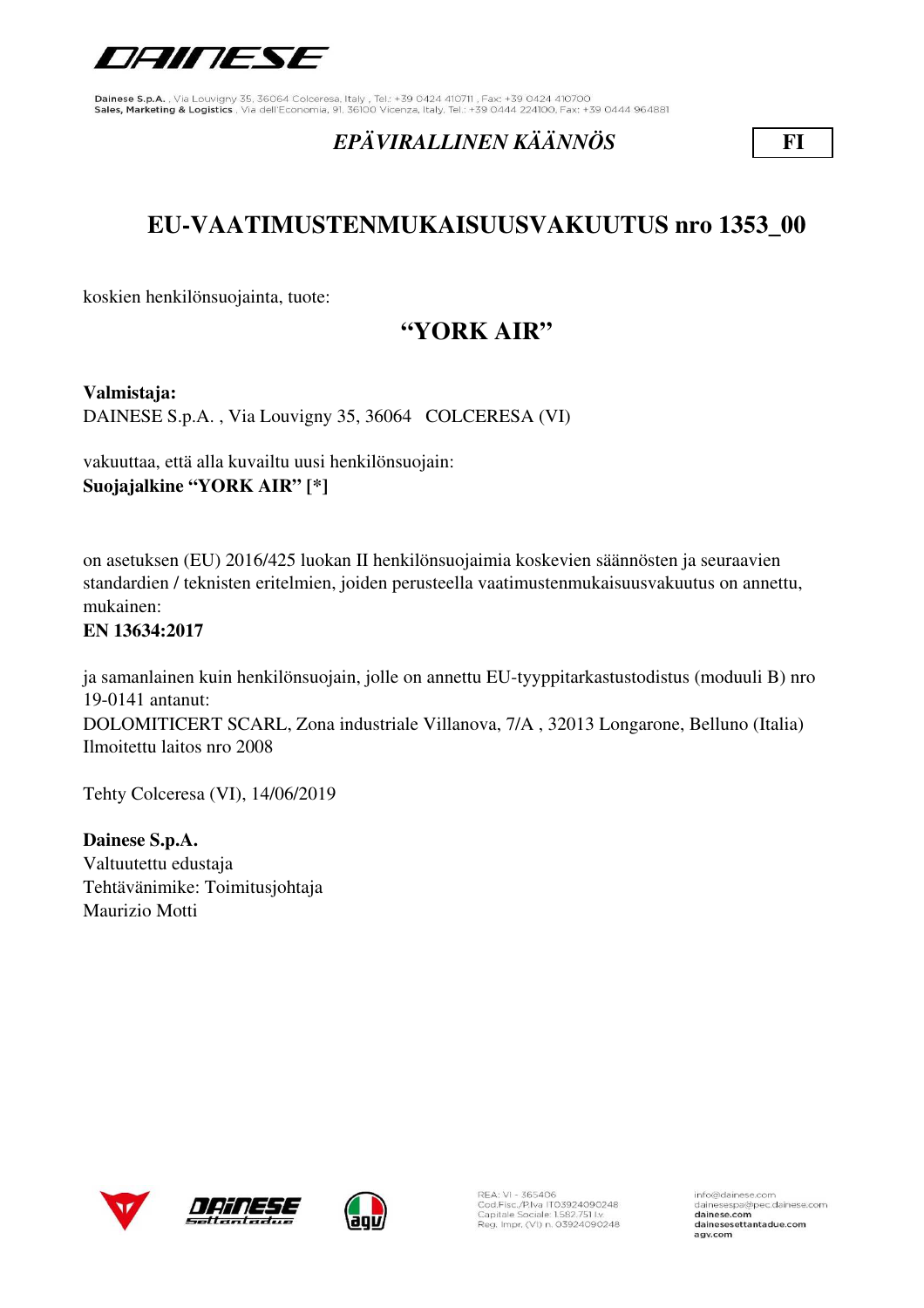Dainese S.p.A. , Via Louvigny 35, 36064 Colceresa, Italy , Tel.: +39 0424 410711 , Fax: +39 0424 410700
Sales, Marketing & Logistics , Via dell'Economia, 91, 36100 Vicenza, Italy, Tel.: +39 0444 224100, Fax: +39 0444 964881

*EPÄVIRALLINEN KÄÄNNÖS* **FI**

# EU-VAATIMUSTENMUKAISUUSVAKUUTUS nro 1353_00

koskien henkilönsuojainta, tuote:

## "YORK AIR"

**Valmistaja:**
DAINESE S.p.A. , Via Louvigny 35, 36064 COLCERESA (VI)

vakuuttaa, että alla kuvailtu uusi henkilönsuojain:
**Suojajalkine "YORK AIR" [*]**

on asetuksen (EU) 2016/425 luokan II henkilönsuojaimia koskevien säännösten ja seuraavien standardien / teknisten eritelmien, joiden perusteella vaatimustenmukaisuusvakuutus on annettu, mukainen:
**EN 13634:2017**

ja samanlainen kuin henkilönsuojain, jolle on annettu EU-tyyppitarkastustodistus (moduuli B) nro 19-0141 antanut:
DOLOMITICERT SCARL, Zona industriale Villanova, 7/A , 32013 Longarone, Belluno (Italia)
Ilmoitettu laitos nro 2008

Tehty Colceresa (VI), 14/06/2019

**Dainese S.p.A.**
Valtuutettu edustaja
Tehtävänimike: Toimitusjohtaja
Maurizio Motti

REA: VI - 365406
Cod.Fisc./P.Iva IT03924090248
Capitale Sociale 1.582.751 I.v.
Reg. Impr. (VI) n. 03924090248

info@dainese.com
dainesespa@pec.dainese.com
dainese.com
dainesesettantadue.com
agv.com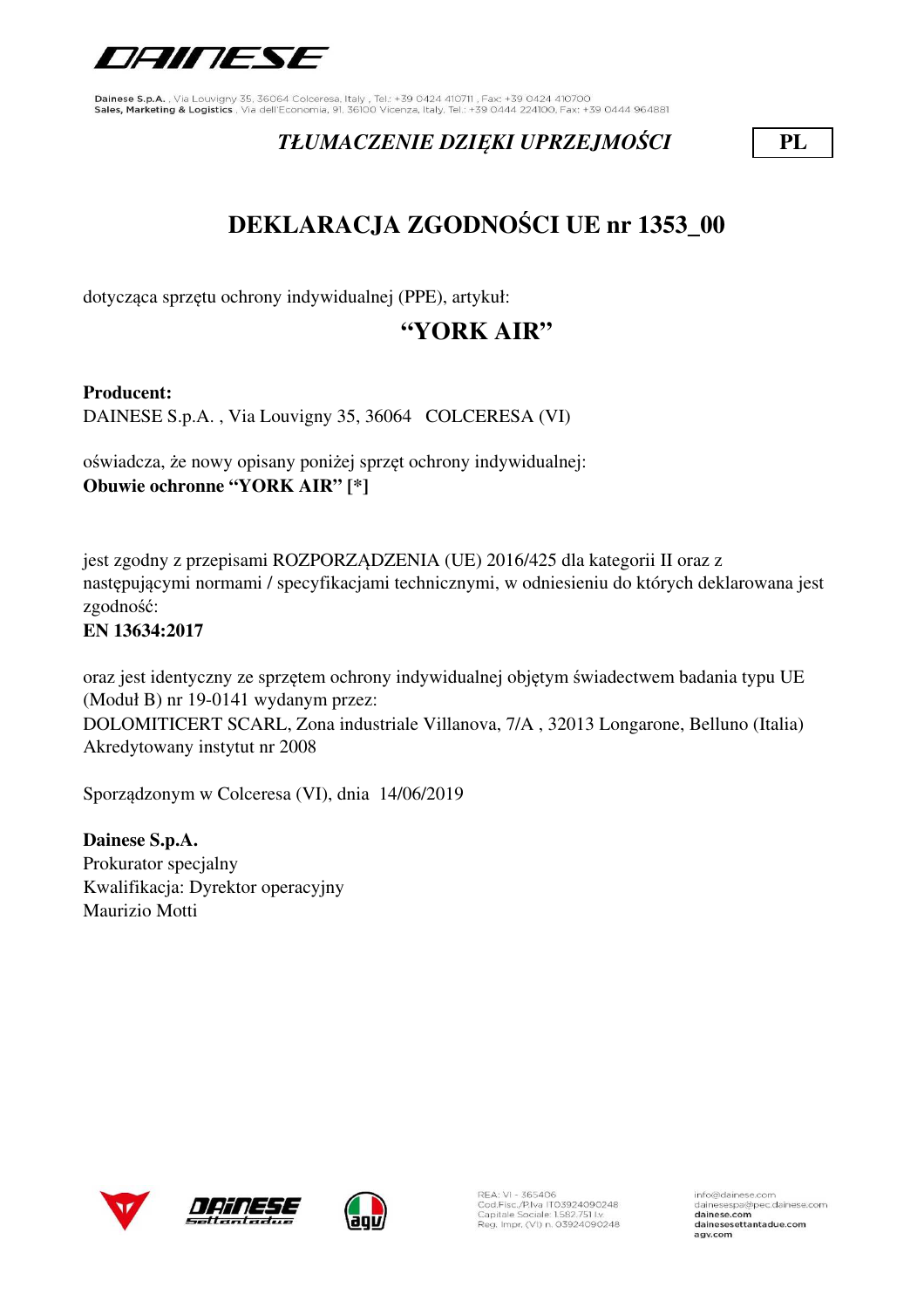Dainese S.p.A. , Via Louvigny 35, 36064 Colceresa, Italy , Tel.: +39 0424 410711 , Fax: +39 0424 410700
Sales, Marketing & Logistics , Via dell'Economia, 91, 36100 Vicenza, Italy, Tel.: +39 0444 224100, Fax: +39 0444 964881

*TŁUMACZENIE DZIĘKI UPRZEJMOŚCI* **PL**

# DEKLARACJA ZGODNOŚCI UE nr 1353_00

dotycząca sprzętu ochrony indywidualnej (PPE), artykuł:

## "YORK AIR"

**Producent:**
DAINESE S.p.A. , Via Louvigny 35, 36064 COLCERESA (VI)

oświadcza, że nowy opisany poniżej sprzęt ochrony indywidualnej:
**Obuwie ochronne "YORK AIR" [*]**

jest zgodny z przepisami ROZPORZĄDZENIA (UE) 2016/425 dla kategorii II oraz z następującymi normami / specyfikacjami technicznymi, w odniesieniu do których deklarowana jest zgodność:
**EN 13634:2017**

oraz jest identyczny ze sprzętem ochrony indywidualnej objętym świadectwem badania typu UE (Moduł B) nr 19-0141 wydanym przez:
DOLOMITICERT SCARL, Zona industriale Villanova, 7/A , 32013 Longarone, Belluno (Italia)
Akredytowany instytut nr 2008

Sporządzonym w Colceresa (VI), dnia 14/06/2019

**Dainese S.p.A.**
Prokurator specjalny
Kwalifikacja: Dyrektor operacyjny
Maurizio Motti

REA: VI - 365406
Cod.Fisc./P.Iva IT03924090248
Capitale Sociale 1.582.751 i.v.
Reg. Impr. (VI) n. 03924090248

info@dainese.com
dainesespa@pec.dainese.com
dainese.com
dainesesettantadue.com
agv.com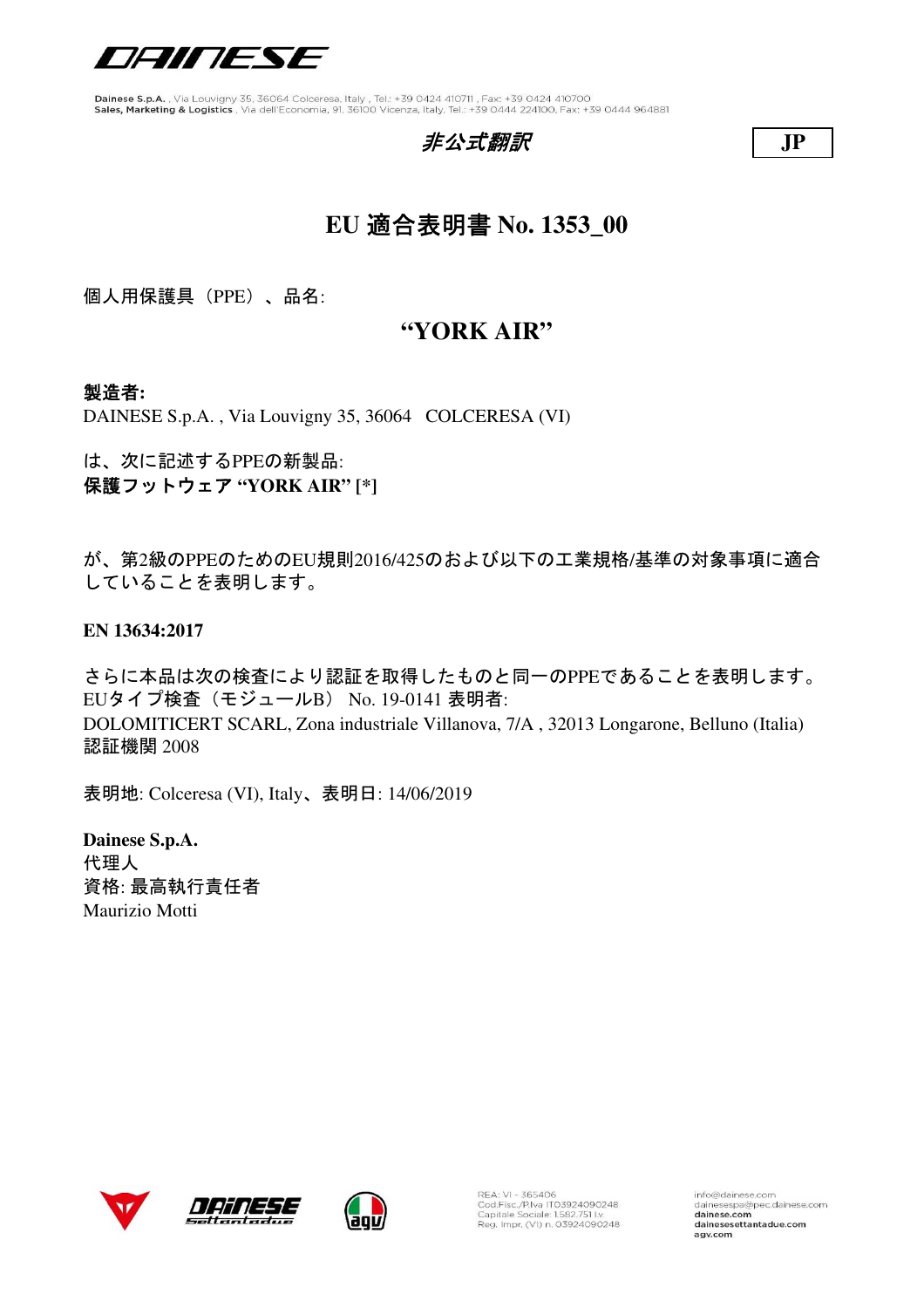Dainese S.p.A. , Via Louvigny 35, 36064 Colceresa, Italy , Tel.: +39 0424 410711 , Fax: +39 0424 410700
Sales, Marketing & Logistics , Via dell'Economia, 91, 36100 Vicenza, Italy, Tel.: +39 0444 224100, Fax: +39 0444 964881

*非公式翻訳*

**JP**

# EU 適合表明書 No. 1353_00

個人用保護具（PPE）、品名:

## “YORK AIR”

**製造者:**
DAINESE S.p.A. , Via Louvigny 35, 36064 COLCERESA (VI)

は、次に記述するPPEの新製品:
**保護フットウェア “YORK AIR” [*]**

が、第2級のPPEのためのEU規則2016/425のおよび以下の工業規格/基準の対象事項に適合していることを表明します。

**EN 13634:2017**

さらに本品は次の検査により認証を取得したものと同一のPPEであることを表明します。
EUタイプ検査（モジュールB） No. 19-0141 表明者:
DOLOMITICERT SCARL, Zona industriale Villanova, 7/A , 32013 Longarone, Belluno (Italia)
認証機関 2008

表明地: Colceresa (VI), Italy、表明日: 14/06/2019

**Dainese S.p.A.**
代理人
資格: 最高執行責任者
Maurizio Motti

REA: VI - 365406
Cod.Fisc./P.Iva IT03924090248
Capitale Sociale 1.582.751 i.v.
Reg. Impr. (VI) n. 03924090248

info@dainese.com
dainesespa@pec.dainese.com
dainese.com
dainesesettantadue.com
agv.com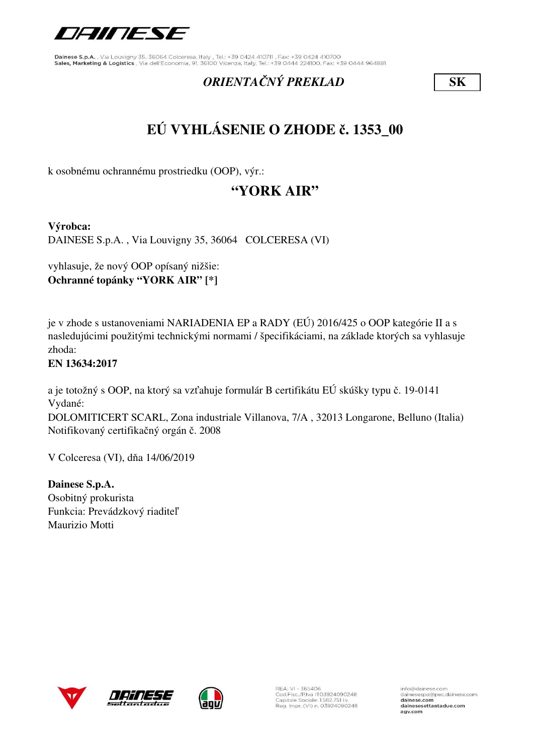Dainese S.p.A. , Via Louvigny 35, 36064 Colceresa, Italy , Tel.: +39 0424 410711 , Fax: +39 0424 410700
Sales, Marketing & Logistics , Via dell'Economia, 91, 36100 Vicenza, Italy, Tel.: +39 0444 224100, Fax: +39 0444 964881

*ORIENTAČNÝ PREKLAD* **SK**

# EÚ VYHLÁSENIE O ZHODE č. 1353_00

k osobnému ochrannému prostriedku (OOP), výr.:

## "YORK AIR"

**Výrobca:**
DAINESE S.p.A. , Via Louvigny 35, 36064 COLCERESA (VI)

vyhlasuje, že nový OOP opísaný nižšie:
**Ochranné topánky "YORK AIR" [*]**

je v zhode s ustanoveniami NARIADENIA EP a RADY (EÚ) 2016/425 o OOP kategórie II a s nasledujúcimi použitými technickými normami / špecifikáciami, na základe ktorých sa vyhlasuje zhoda:
**EN 13634:2017**

a je totožný s OOP, na ktorý sa vzťahuje formulár B certifikátu EÚ skúšky typu č. 19-0141
Vydané:
DOLOMITICERT SCARL, Zona industriale Villanova, 7/A , 32013 Longarone, Belluno (Italia)
Notifikovaný certifikačný orgán č. 2008

V Colceresa (VI), dňa 14/06/2019

**Dainese S.p.A.**
Osobitný prokurista
Funkcia: Prevádzkový riaditeľ
Maurizio Motti

REA: VI - 365406
Cod.Fisc./P.Iva IT03924090248
Capitale Sociale 1.582.751 i.v.
Reg. Impr. (VI) n. 03924090248

info@dainese.com
dainesespa@pec.dainese.com
dainese.com
dainesesettantadue.com
agv.com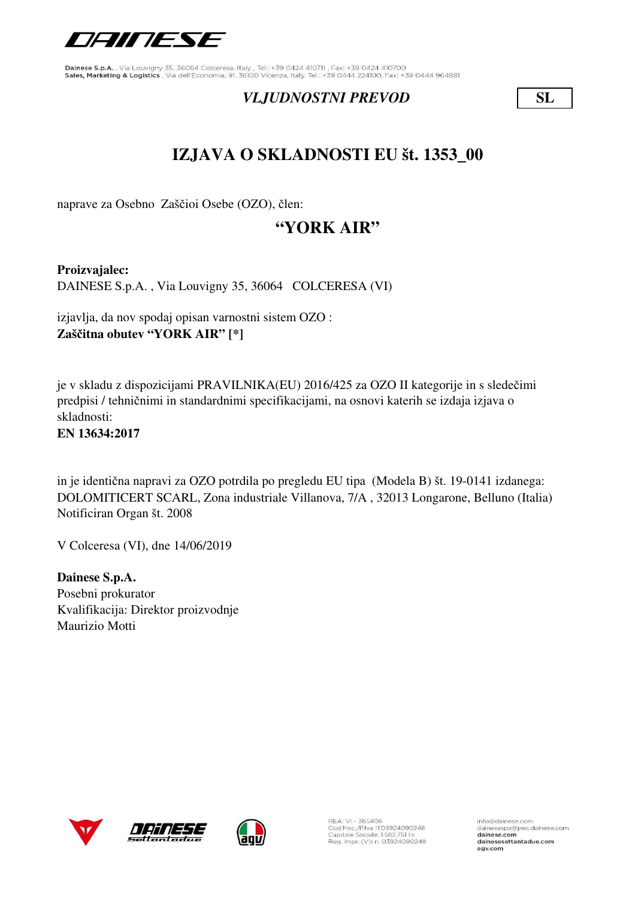Dainese S.p.A. , Via Louvigny 35, 36064 Colceresa, Italy , Tel.: +39 0424 410711 , Fax: +39 0424 410700
Sales, Marketing & Logistics , Via dell'Economia, 91, 36100 Vicenza, Italy, Tel.: +39 0444 224100, Fax: +39 0444 964881

*VLJUDNOSTNI PREVOD* **SL**

# IZJAVA O SKLADNOSTI EU št. 1353_00

naprave za Osebno Zaščioi Osebe (OZO), člen:

## "YORK AIR"

**Proizvajalec:**
DAINESE S.p.A. , Via Louvigny 35, 36064 COLCERESA (VI)

izjavlja, da nov spodaj opisan varnostni sistem OZO :
**Zaščitna obutev "YORK AIR" [*]**

je v skladu z dispozicijami PRAVILNIKA(EU) 2016/425 za OZO II kategorije in s sledečimi predpisi / tehničnimi in standardnimi specifikacijami, na osnovi katerih se izdaja izjava o skladnosti:
**EN 13634:2017**

in je identična napravi za OZO potrdila po pregledu EU tipa (Modela B) št. 19-0141 izdanega:
DOLOMITICERT SCARL, Zona industriale Villanova, 7/A , 32013 Longarone, Belluno (Italia)
Notificiran Organ št. 2008

V Colceresa (VI), dne 14/06/2019

**Dainese S.p.A.**
Posebni prokurator
Kvalifikacija: Direktor proizvodnje
Maurizio Motti

REA: VI - 365406
Cod.Fisc./P.Iva IT03924090248
Capitale Sociale 1.582.751 i.v.
Reg. Impr. (VI) n. 03924090248

info@dainese.com
dainesespa@pec.dainese.com
dainese.com
dainesesettantadue.com
agv.com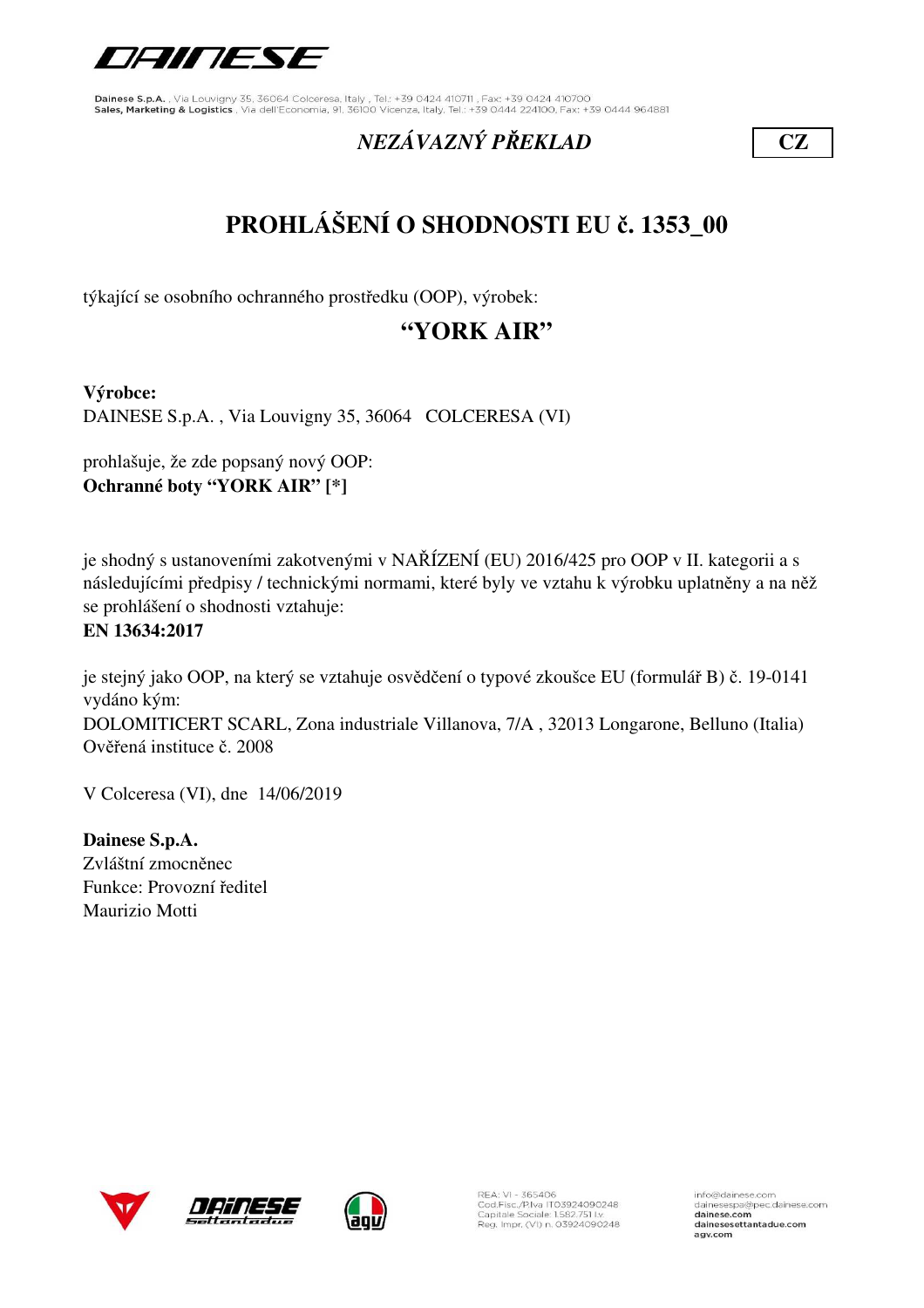*NEZÁVAZNÝ PŘEKLAD*

**CZ**

# PROHLÁŠENÍ O SHODNOSTI EU č. 1353_00

týkající se osobního ochranného prostředku (OOP), výrobek:

## "YORK AIR"

**Výrobce:**
DAINESE S.p.A. , Via Louvigny 35, 36064 COLCERESA (VI)

prohlašuje, že zde popsaný nový OOP:
**Ochranné boty "YORK AIR" [*]**

je shodný s ustanoveními zakotvenými v NAŘÍZENÍ (EU) 2016/425 pro OOP v II. kategorii a s následujícími předpisy / technickými normami, které byly ve vztahu k výrobku uplatněny a na něž se prohlášení o shodnosti vztahuje:
**EN 13634:2017**

je stejný jako OOP, na který se vztahuje osvědčení o typové zkoušce EU (formulář B) č. 19-0141 vydáno kým:
DOLOMITICERT SCARL, Zona industriale Villanova, 7/A , 32013 Longarone, Belluno (Italia)
Ověřená instituce č. 2008

V Colceresa (VI), dne 14/06/2019

**Dainese S.p.A.**
Zvláštní zmocněnec
Funkce: Provozní ředitel
Maurizio Motti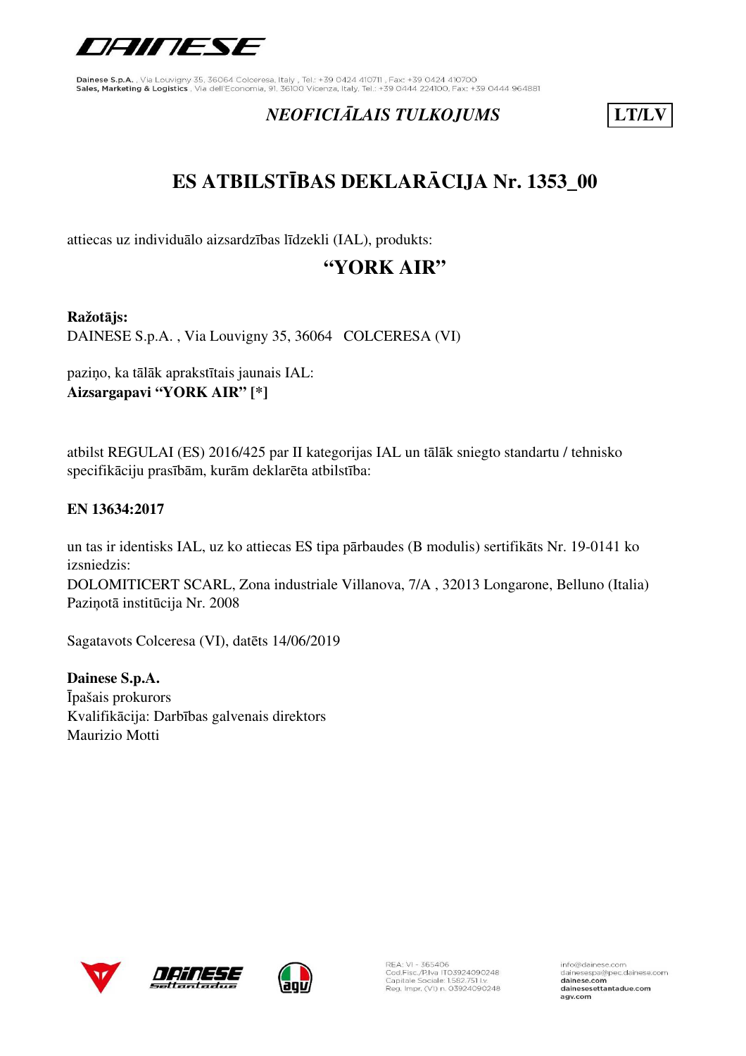Dainese S.p.A. , Via Louvigny 35, 36064 Colceresa, Italy , Tel.: +39 0424 410711 , Fax: +39 0424 410700
Sales, Marketing & Logistics , Via dell'Economia, 91, 36100 Vicenza, Italy, Tel.: +39 0444 224100, Fax: +39 0444 964881

*NEOFICIĀLAIS TULKOJUMS* **LT/LV**

# ES ATBILSTĪBAS DEKLARĀCIJA Nr. 1353_00

attiecas uz individuālo aizsardzības līdzekli (IAL), produkts:

## "YORK AIR"

**Ražotājs:**
DAINESE S.p.A. , Via Louvigny 35, 36064 COLCERESA (VI)

paziņo, ka tālāk aprakstītais jaunais IAL:
**Aizsargapavi "YORK AIR" [*]**

atbilst REGULAI (ES) 2016/425 par II kategorijas IAL un tālāk sniegto standartu / tehnisko specifikāciju prasībām, kurām deklarēta atbilstība:

**EN 13634:2017**

un tas ir identisks IAL, uz ko attiecas ES tipa pārbaudes (B modulis) sertifikāts Nr. 19-0141 ko izsniedzis:
DOLOMITICERT SCARL, Zona industriale Villanova, 7/A , 32013 Longarone, Belluno (Italia)
Paziņotā institūcija Nr. 2008

Sagatavots Colceresa (VI), datēts 14/06/2019

**Dainese S.p.A.**
Īpašais prokurors
Kvalifikācija: Darbības galvenais direktors
Maurizio Motti

REA: VI - 365406
Cod.Fisc./P.Iva IT03924090248
Capitale Sociale: 1.582.751 I.v.
Reg. Impr. (VI) n. 03924090248

info@dainese.com
dainesespa@pec.dainese.com
dainese.com
dainesesettantadue.com
agv.com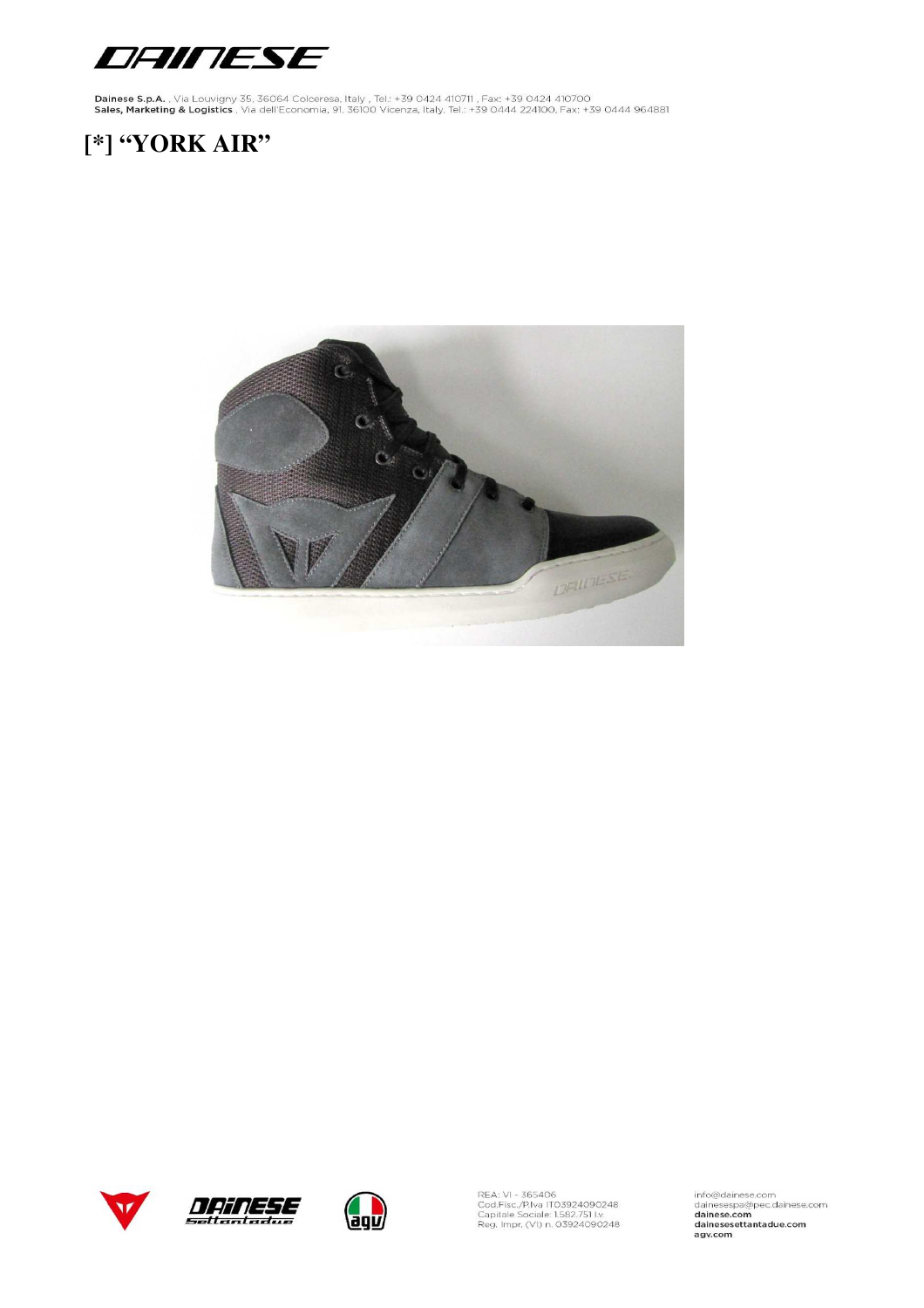**[*] “YORK AIR”**